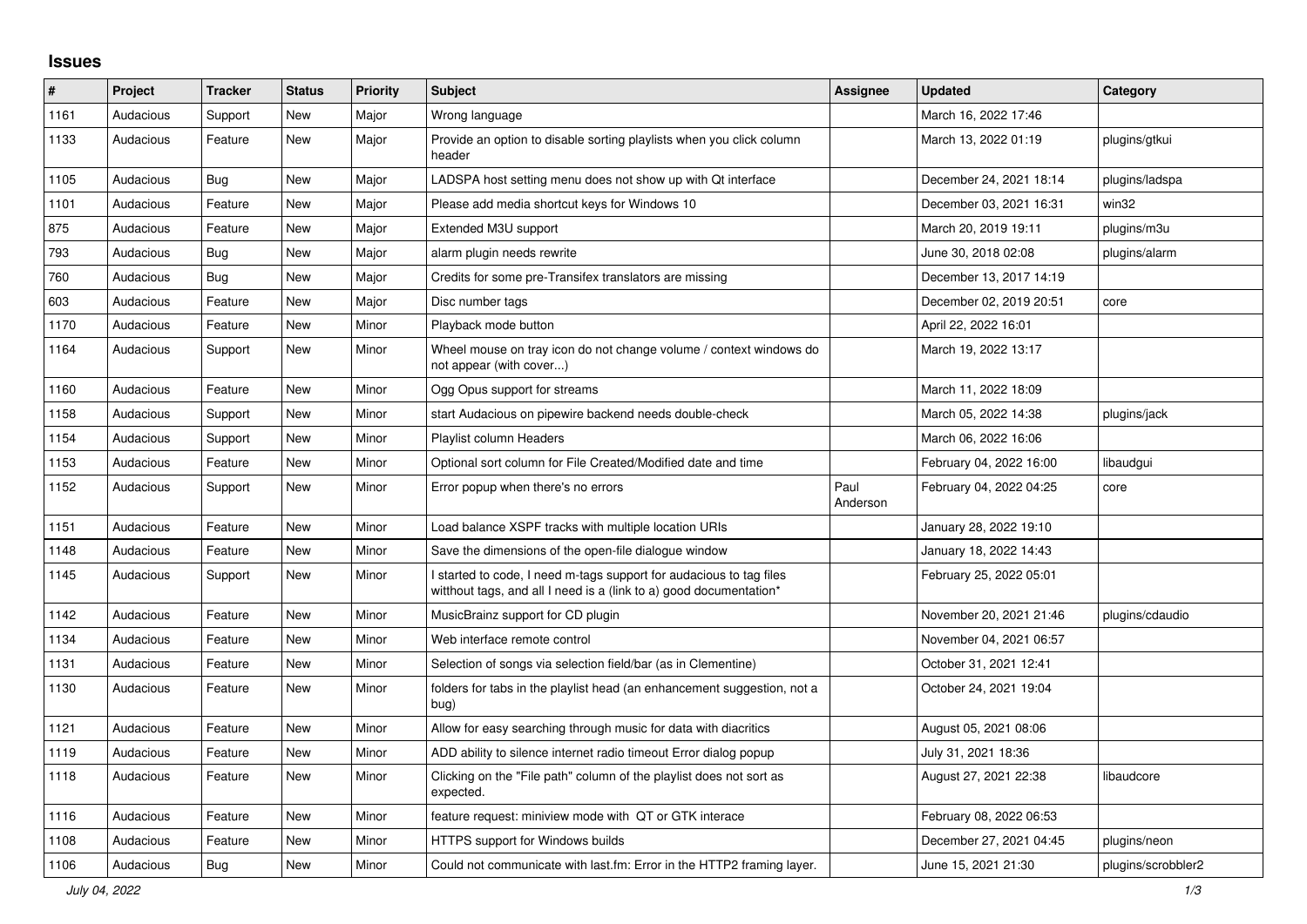## Issues

| # | Project | Tracker | Status | Priority | Subject | Assignee | Updated | Category |
|---|---|---|---|---|---|---|---|---|
| 1161 | Audacious | Support | New | Major | Wrong language | | March 16, 2022 17:46 | |
| 1133 | Audacious | Feature | New | Major | Provide an option to disable sorting playlists when you click column header | | March 13, 2022 01:19 | plugins/gtkui |
| 1105 | Audacious | Bug | New | Major | LADSPA host setting menu does not show up with Qt interface | | December 24, 2021 18:14 | plugins/ladspa |
| 1101 | Audacious | Feature | New | Major | Please add media shortcut keys for Windows 10 | | December 03, 2021 16:31 | win32 |
| 875 | Audacious | Feature | New | Major | Extended M3U support | | March 20, 2019 19:11 | plugins/m3u |
| 793 | Audacious | Bug | New | Major | alarm plugin needs rewrite | | June 30, 2018 02:08 | plugins/alarm |
| 760 | Audacious | Bug | New | Major | Credits for some pre-Transifex translators are missing | | December 13, 2017 14:19 | |
| 603 | Audacious | Feature | New | Major | Disc number tags | | December 02, 2019 20:51 | core |
| 1170 | Audacious | Feature | New | Minor | Playback mode button | | April 22, 2022 16:01 | |
| 1164 | Audacious | Support | New | Minor | Wheel mouse on tray icon do not change volume / context windows do not appear (with cover...) | | March 19, 2022 13:17 | |
| 1160 | Audacious | Feature | New | Minor | Ogg Opus support for streams | | March 11, 2022 18:09 | |
| 1158 | Audacious | Support | New | Minor | start Audacious on pipewire backend needs double-check | | March 05, 2022 14:38 | plugins/jack |
| 1154 | Audacious | Support | New | Minor | Playlist column Headers | | March 06, 2022 16:06 | |
| 1153 | Audacious | Feature | New | Minor | Optional sort column for File Created/Modified date and time | | February 04, 2022 16:00 | libaudgui |
| 1152 | Audacious | Support | New | Minor | Error popup when there's no errors | Paul Anderson | February 04, 2022 04:25 | core |
| 1151 | Audacious | Feature | New | Minor | Load balance XSPF tracks with multiple location URIs | | January 28, 2022 19:10 | |
| 1148 | Audacious | Feature | New | Minor | Save the dimensions of the open-file dialogue window | | January 18, 2022 14:43 | |
| 1145 | Audacious | Support | New | Minor | I started to code, I need m-tags support for audacious to tag files witthout tags, and all I need is a (link to a) good documentation* | | February 25, 2022 05:01 | |
| 1142 | Audacious | Feature | New | Minor | MusicBrainz support for CD plugin | | November 20, 2021 21:46 | plugins/cdaudio |
| 1134 | Audacious | Feature | New | Minor | Web interface remote control | | November 04, 2021 06:57 | |
| 1131 | Audacious | Feature | New | Minor | Selection of songs via selection field/bar (as in Clementine) | | October 31, 2021 12:41 | |
| 1130 | Audacious | Feature | New | Minor | folders for tabs in the playlist head (an enhancement suggestion, not a bug) | | October 24, 2021 19:04 | |
| 1121 | Audacious | Feature | New | Minor | Allow for easy searching through music for data with diacritics | | August 05, 2021 08:06 | |
| 1119 | Audacious | Feature | New | Minor | ADD ability to silence internet radio timeout Error dialog popup | | July 31, 2021 18:36 | |
| 1118 | Audacious | Feature | New | Minor | Clicking on the "File path" column of the playlist does not sort as expected. | | August 27, 2021 22:38 | libaudcore |
| 1116 | Audacious | Feature | New | Minor | feature request: miniview mode with QT or GTK interace | | February 08, 2022 06:53 | |
| 1108 | Audacious | Feature | New | Minor | HTTPS support for Windows builds | | December 27, 2021 04:45 | plugins/neon |
| 1106 | Audacious | Bug | New | Minor | Could not communicate with last.fm: Error in the HTTP2 framing layer. | | June 15, 2021 21:30 | plugins/scrobbler2 |

*July 04, 2022*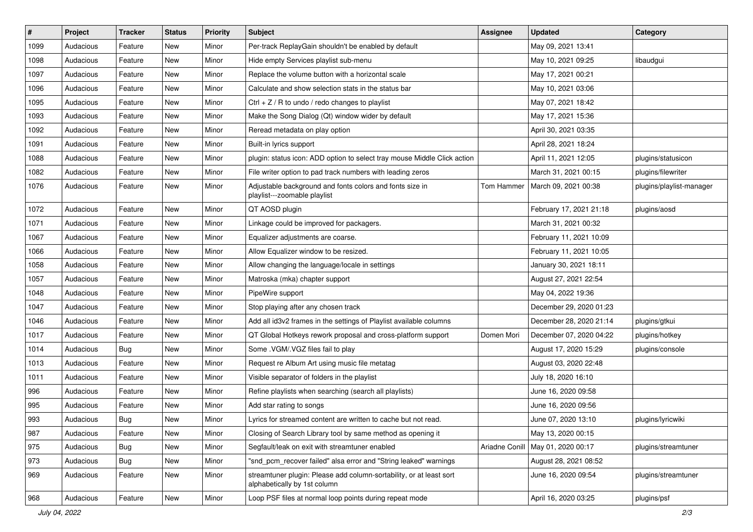| # | Project | Tracker | Status | Priority | Subject | Assignee | Updated | Category |
|---|---|---|---|---|---|---|---|---|
| 1099 | Audacious | Feature | New | Minor | Per-track ReplayGain shouldn't be enabled by default | | May 09, 2021 13:41 | |
| 1098 | Audacious | Feature | New | Minor | Hide empty Services playlist sub-menu | | May 10, 2021 09:25 | libaudgui |
| 1097 | Audacious | Feature | New | Minor | Replace the volume button with a horizontal scale | | May 17, 2021 00:21 | |
| 1096 | Audacious | Feature | New | Minor | Calculate and show selection stats in the status bar | | May 10, 2021 03:06 | |
| 1095 | Audacious | Feature | New | Minor | Ctrl + Z / R to undo / redo changes to playlist | | May 07, 2021 18:42 | |
| 1093 | Audacious | Feature | New | Minor | Make the Song Dialog (Qt) window wider by default | | May 17, 2021 15:36 | |
| 1092 | Audacious | Feature | New | Minor | Reread metadata on play option | | April 30, 2021 03:35 | |
| 1091 | Audacious | Feature | New | Minor | Built-in lyrics support | | April 28, 2021 18:24 | |
| 1088 | Audacious | Feature | New | Minor | plugin: status icon: ADD option to select tray mouse Middle Click action | | April 11, 2021 12:05 | plugins/statusicon |
| 1082 | Audacious | Feature | New | Minor | File writer option to pad track numbers with leading zeros | | March 31, 2021 00:15 | plugins/filewriter |
| 1076 | Audacious | Feature | New | Minor | Adjustable background and fonts colors and fonts size in playlist---zoomable playlist | Tom Hammer | March 09, 2021 00:38 | plugins/playlist-manager |
| 1072 | Audacious | Feature | New | Minor | QT AOSD plugin | | February 17, 2021 21:18 | plugins/aosd |
| 1071 | Audacious | Feature | New | Minor | Linkage could be improved for packagers. | | March 31, 2021 00:32 | |
| 1067 | Audacious | Feature | New | Minor | Equalizer adjustments are coarse. | | February 11, 2021 10:09 | |
| 1066 | Audacious | Feature | New | Minor | Allow Equalizer window to be resized. | | February 11, 2021 10:05 | |
| 1058 | Audacious | Feature | New | Minor | Allow changing the language/locale in settings | | January 30, 2021 18:11 | |
| 1057 | Audacious | Feature | New | Minor | Matroska (mka) chapter support | | August 27, 2021 22:54 | |
| 1048 | Audacious | Feature | New | Minor | PipeWire support | | May 04, 2022 19:36 | |
| 1047 | Audacious | Feature | New | Minor | Stop playing after any chosen track | | December 29, 2020 01:23 | |
| 1046 | Audacious | Feature | New | Minor | Add all id3v2 frames in the settings of Playlist available columns | | December 28, 2020 21:14 | plugins/gtkui |
| 1017 | Audacious | Feature | New | Minor | QT Global Hotkeys rework proposal and cross-platform support | Domen Mori | December 07, 2020 04:22 | plugins/hotkey |
| 1014 | Audacious | Bug | New | Minor | Some .VGM/.VGZ files fail to play | | August 17, 2020 15:29 | plugins/console |
| 1013 | Audacious | Feature | New | Minor | Request re Album Art using music file metatag | | August 03, 2020 22:48 | |
| 1011 | Audacious | Feature | New | Minor | Visible separator of folders in the playlist | | July 18, 2020 16:10 | |
| 996 | Audacious | Feature | New | Minor | Refine playlists when searching (search all playlists) | | June 16, 2020 09:58 | |
| 995 | Audacious | Feature | New | Minor | Add star rating to songs | | June 16, 2020 09:56 | |
| 993 | Audacious | Bug | New | Minor | Lyrics for streamed content are written to cache but not read. | | June 07, 2020 13:10 | plugins/lyricwiki |
| 987 | Audacious | Feature | New | Minor | Closing of Search Library tool by same method as opening it | | May 13, 2020 00:15 | |
| 975 | Audacious | Bug | New | Minor | Segfault/leak on exit with streamtuner enabled | Ariadne Conill | May 01, 2020 00:17 | plugins/streamtuner |
| 973 | Audacious | Bug | New | Minor | "snd_pcm_recover failed" alsa error and "String leaked" warnings | | August 28, 2021 08:52 | |
| 969 | Audacious | Feature | New | Minor | streamtuner plugin: Please add column-sortability, or at least sort alphabetically by 1st column | | June 16, 2020 09:54 | plugins/streamtuner |
| 968 | Audacious | Feature | New | Minor | Loop PSF files at normal loop points during repeat mode | | April 16, 2020 03:25 | plugins/psf |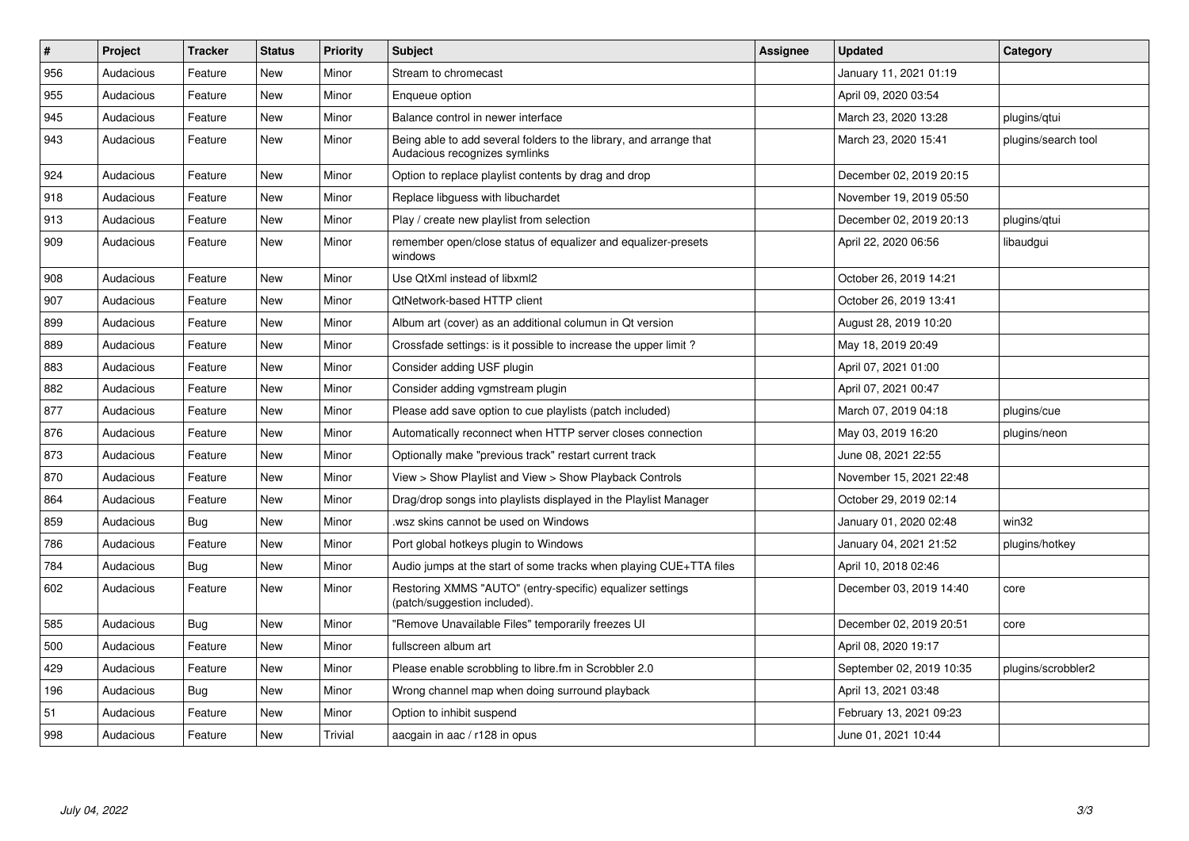| # | Project | Tracker | Status | Priority | Subject | Assignee | Updated | Category |
|---|---|---|---|---|---|---|---|---|
| 956 | Audacious | Feature | New | Minor | Stream to chromecast | | January 11, 2021 01:19 | |
| 955 | Audacious | Feature | New | Minor | Enqueue option | | April 09, 2020 03:54 | |
| 945 | Audacious | Feature | New | Minor | Balance control in newer interface | | March 23, 2020 13:28 | plugins/qtui |
| 943 | Audacious | Feature | New | Minor | Being able to add several folders to the library, and arrange that Audacious recognizes symlinks | | March 23, 2020 15:41 | plugins/search tool |
| 924 | Audacious | Feature | New | Minor | Option to replace playlist contents by drag and drop | | December 02, 2019 20:15 | |
| 918 | Audacious | Feature | New | Minor | Replace libguess with libuchardet | | November 19, 2019 05:50 | |
| 913 | Audacious | Feature | New | Minor | Play / create new playlist from selection | | December 02, 2019 20:13 | plugins/qtui |
| 909 | Audacious | Feature | New | Minor | remember open/close status of equalizer and equalizer-presets windows | | April 22, 2020 06:56 | libaudgui |
| 908 | Audacious | Feature | New | Minor | Use QtXml instead of libxml2 | | October 26, 2019 14:21 | |
| 907 | Audacious | Feature | New | Minor | QtNetwork-based HTTP client | | October 26, 2019 13:41 | |
| 899 | Audacious | Feature | New | Minor | Album art (cover) as an additional columun in Qt version | | August 28, 2019 10:20 | |
| 889 | Audacious | Feature | New | Minor | Crossfade settings: is it possible to increase the upper limit ? | | May 18, 2019 20:49 | |
| 883 | Audacious | Feature | New | Minor | Consider adding USF plugin | | April 07, 2021 01:00 | |
| 882 | Audacious | Feature | New | Minor | Consider adding vgmstream plugin | | April 07, 2021 00:47 | |
| 877 | Audacious | Feature | New | Minor | Please add save option to cue playlists (patch included) | | March 07, 2019 04:18 | plugins/cue |
| 876 | Audacious | Feature | New | Minor | Automatically reconnect when HTTP server closes connection | | May 03, 2019 16:20 | plugins/neon |
| 873 | Audacious | Feature | New | Minor | Optionally make "previous track" restart current track | | June 08, 2021 22:55 | |
| 870 | Audacious | Feature | New | Minor | View > Show Playlist and View > Show Playback Controls | | November 15, 2021 22:48 | |
| 864 | Audacious | Feature | New | Minor | Drag/drop songs into playlists displayed in the Playlist Manager | | October 29, 2019 02:14 | |
| 859 | Audacious | Bug | New | Minor | .wsz skins cannot be used on Windows | | January 01, 2020 02:48 | win32 |
| 786 | Audacious | Feature | New | Minor | Port global hotkeys plugin to Windows | | January 04, 2021 21:52 | plugins/hotkey |
| 784 | Audacious | Bug | New | Minor | Audio jumps at the start of some tracks when playing CUE+TTA files | | April 10, 2018 02:46 | |
| 602 | Audacious | Feature | New | Minor | Restoring XMMS "AUTO" (entry-specific) equalizer settings (patch/suggestion included). | | December 03, 2019 14:40 | core |
| 585 | Audacious | Bug | New | Minor | "Remove Unavailable Files" temporarily freezes UI | | December 02, 2019 20:51 | core |
| 500 | Audacious | Feature | New | Minor | fullscreen album art | | April 08, 2020 19:17 | |
| 429 | Audacious | Feature | New | Minor | Please enable scrobbling to libre.fm in Scrobbler 2.0 | | September 02, 2019 10:35 | plugins/scrobbler2 |
| 196 | Audacious | Bug | New | Minor | Wrong channel map when doing surround playback | | April 13, 2021 03:48 | |
| 51 | Audacious | Feature | New | Minor | Option to inhibit suspend | | February 13, 2021 09:23 | |
| 998 | Audacious | Feature | New | Trivial | aacgain in aac / r128 in opus | | June 01, 2021 10:44 | |